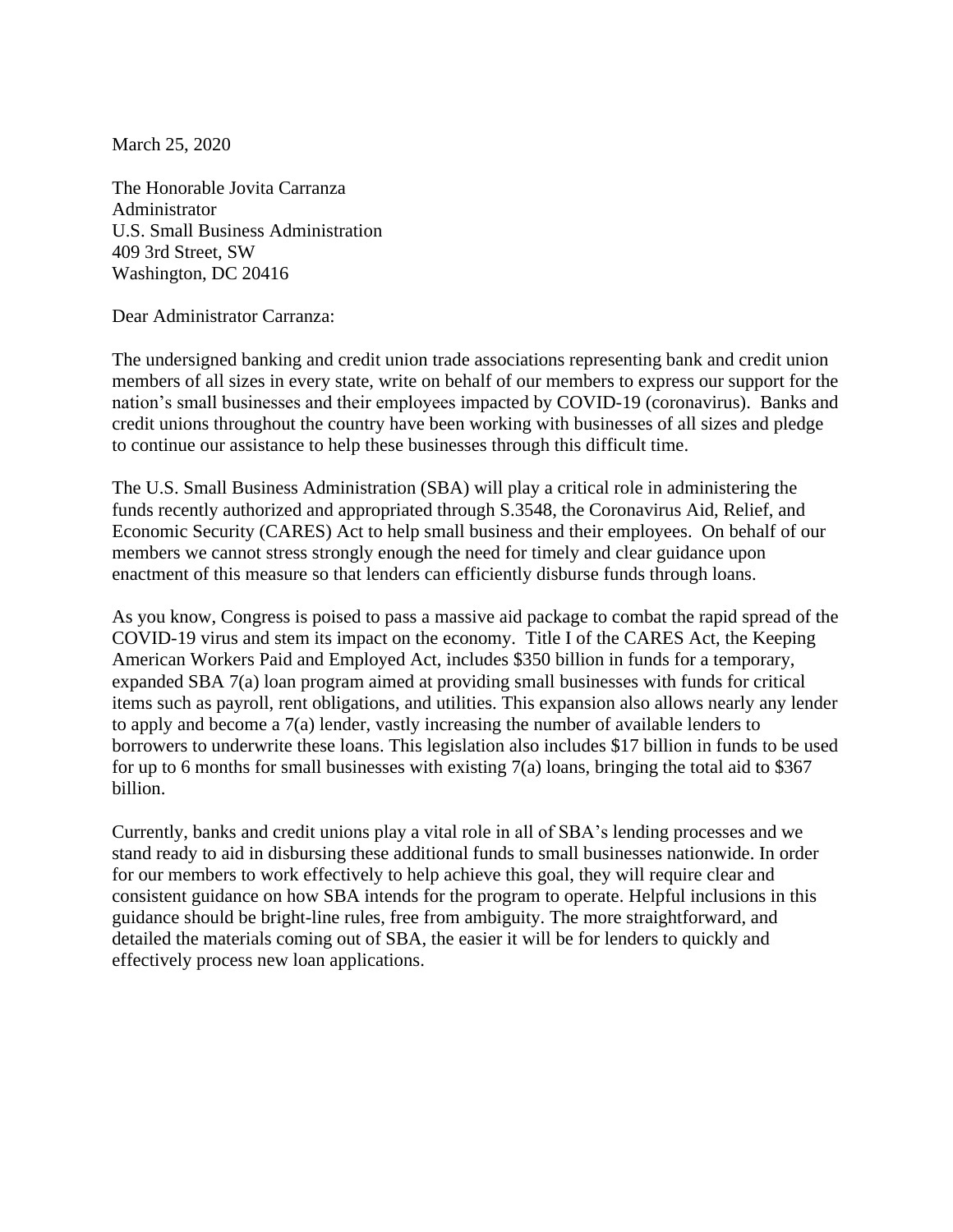March 25, 2020

The Honorable Jovita Carranza
Administrator
U.S. Small Business Administration
409 3rd Street, SW
Washington, DC 20416

Dear Administrator Carranza:

The undersigned banking and credit union trade associations representing bank and credit union members of all sizes in every state, write on behalf of our members to express our support for the nation's small businesses and their employees impacted by COVID-19 (coronavirus). Banks and credit unions throughout the country have been working with businesses of all sizes and pledge to continue our assistance to help these businesses through this difficult time.

The U.S. Small Business Administration (SBA) will play a critical role in administering the funds recently authorized and appropriated through S.3548, the Coronavirus Aid, Relief, and Economic Security (CARES) Act to help small business and their employees. On behalf of our members we cannot stress strongly enough the need for timely and clear guidance upon enactment of this measure so that lenders can efficiently disburse funds through loans.

As you know, Congress is poised to pass a massive aid package to combat the rapid spread of the COVID-19 virus and stem its impact on the economy. Title I of the CARES Act, the Keeping American Workers Paid and Employed Act, includes $350 billion in funds for a temporary, expanded SBA 7(a) loan program aimed at providing small businesses with funds for critical items such as payroll, rent obligations, and utilities. This expansion also allows nearly any lender to apply and become a 7(a) lender, vastly increasing the number of available lenders to borrowers to underwrite these loans. This legislation also includes $17 billion in funds to be used for up to 6 months for small businesses with existing 7(a) loans, bringing the total aid to $367 billion.

Currently, banks and credit unions play a vital role in all of SBA's lending processes and we stand ready to aid in disbursing these additional funds to small businesses nationwide. In order for our members to work effectively to help achieve this goal, they will require clear and consistent guidance on how SBA intends for the program to operate. Helpful inclusions in this guidance should be bright-line rules, free from ambiguity. The more straightforward, and detailed the materials coming out of SBA, the easier it will be for lenders to quickly and effectively process new loan applications.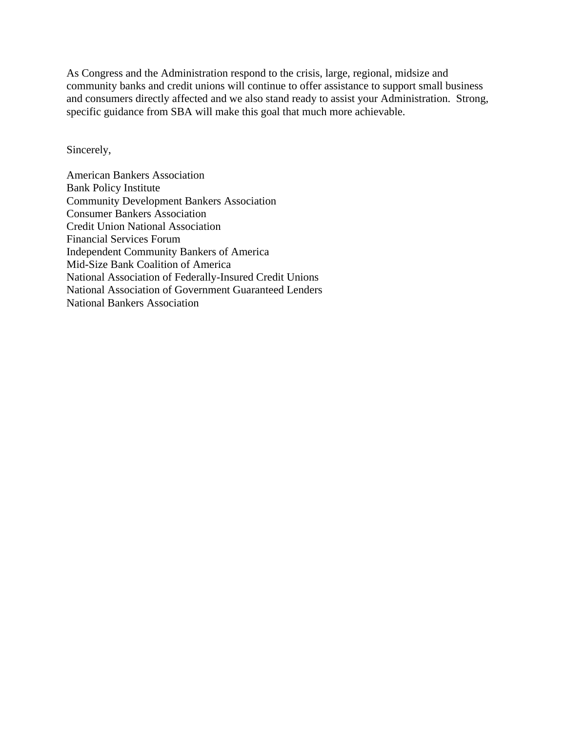As Congress and the Administration respond to the crisis, large, regional, midsize and community banks and credit unions will continue to offer assistance to support small business and consumers directly affected and we also stand ready to assist your Administration. Strong, specific guidance from SBA will make this goal that much more achievable.

Sincerely,

American Bankers Association
Bank Policy Institute
Community Development Bankers Association
Consumer Bankers Association
Credit Union National Association
Financial Services Forum
Independent Community Bankers of America
Mid-Size Bank Coalition of America
National Association of Federally-Insured Credit Unions
National Association of Government Guaranteed Lenders
National Bankers Association